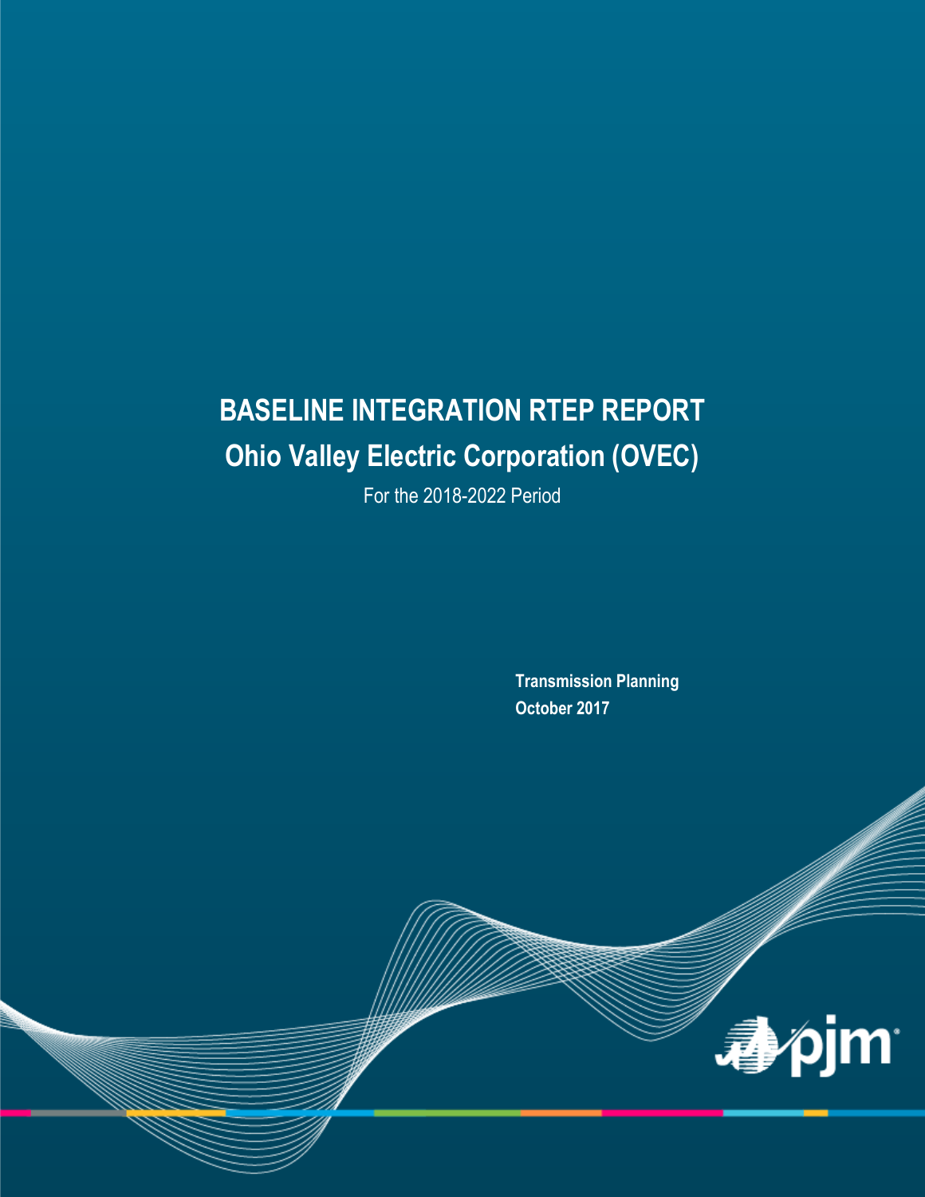# BASELINE INTEGRATION RTEP REPORT

## Ohio Valley Electric Corporation (OVEC)

For the 2018-2022 Period

**Transmission Planning**
**October 2017**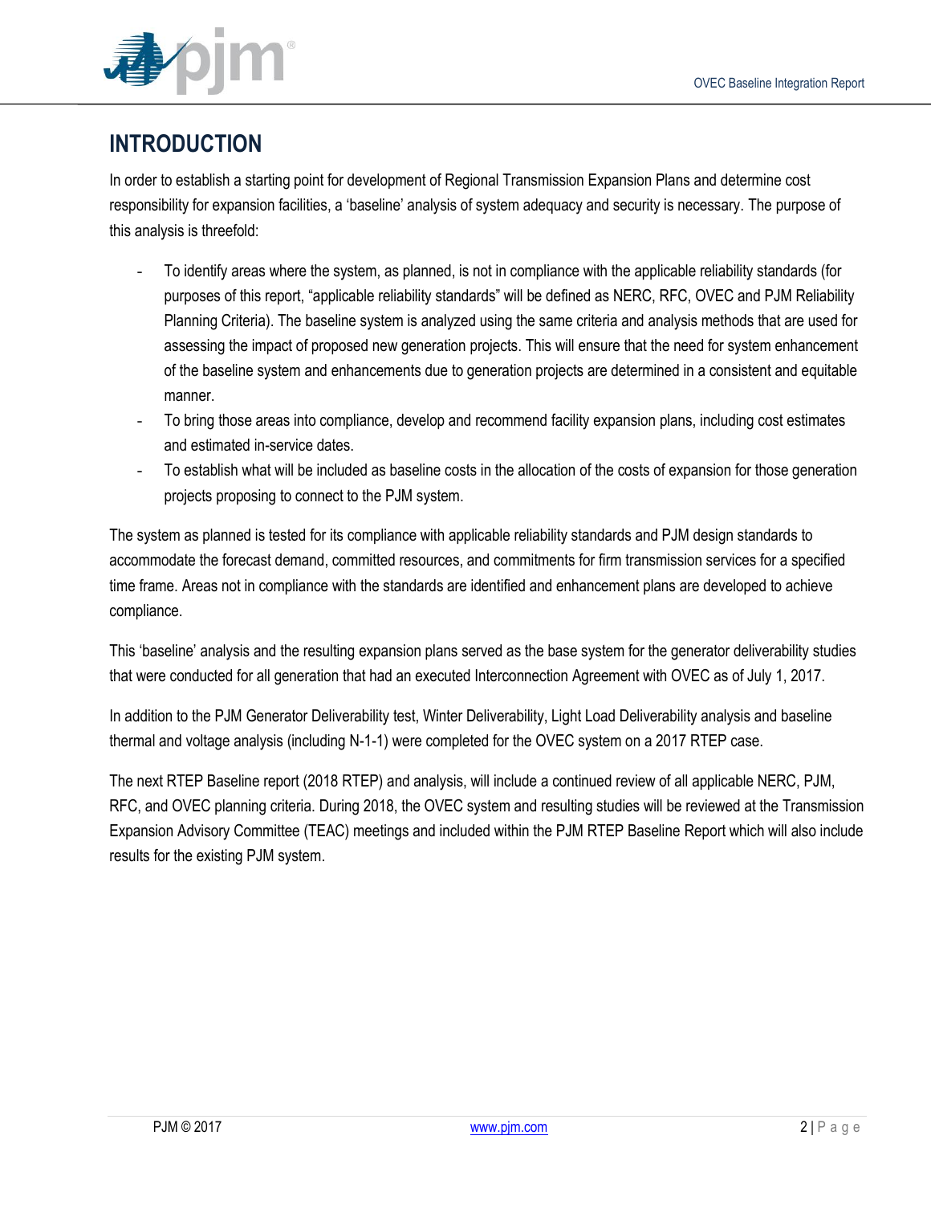# INTRODUCTION

In order to establish a starting point for development of Regional Transmission Expansion Plans and determine cost responsibility for expansion facilities, a 'baseline' analysis of system adequacy and security is necessary. The purpose of this analysis is threefold:

- To identify areas where the system, as planned, is not in compliance with the applicable reliability standards (for purposes of this report, "applicable reliability standards" will be defined as NERC, RFC, OVEC and PJM Reliability Planning Criteria). The baseline system is analyzed using the same criteria and analysis methods that are used for assessing the impact of proposed new generation projects. This will ensure that the need for system enhancement of the baseline system and enhancements due to generation projects are determined in a consistent and equitable manner.
- To bring those areas into compliance, develop and recommend facility expansion plans, including cost estimates and estimated in-service dates.
- To establish what will be included as baseline costs in the allocation of the costs of expansion for those generation projects proposing to connect to the PJM system.

The system as planned is tested for its compliance with applicable reliability standards and PJM design standards to accommodate the forecast demand, committed resources, and commitments for firm transmission services for a specified time frame. Areas not in compliance with the standards are identified and enhancement plans are developed to achieve compliance.

This 'baseline' analysis and the resulting expansion plans served as the base system for the generator deliverability studies that were conducted for all generation that had an executed Interconnection Agreement with OVEC as of July 1, 2017.

In addition to the PJM Generator Deliverability test, Winter Deliverability, Light Load Deliverability analysis and baseline thermal and voltage analysis (including N-1-1) were completed for the OVEC system on a 2017 RTEP case.

The next RTEP Baseline report (2018 RTEP) and analysis, will include a continued review of all applicable NERC, PJM, RFC, and OVEC planning criteria. During 2018, the OVEC system and resulting studies will be reviewed at the Transmission Expansion Advisory Committee (TEAC) meetings and included within the PJM RTEP Baseline Report which will also include results for the existing PJM system.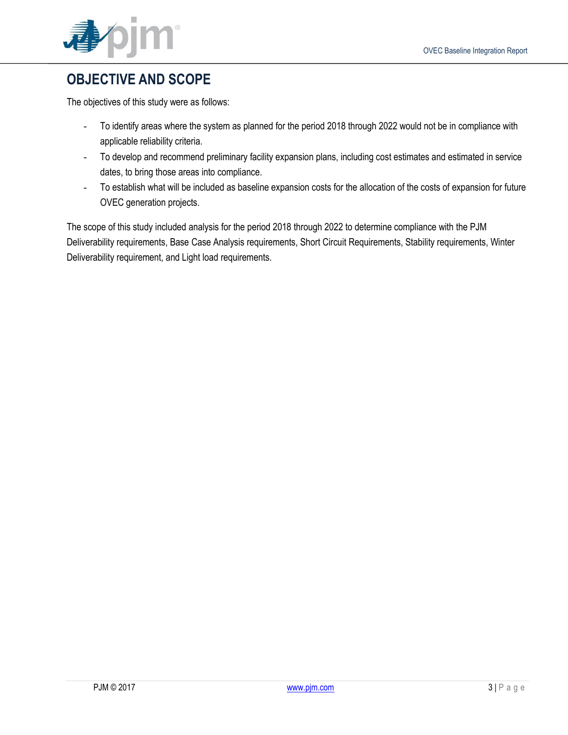# OBJECTIVE AND SCOPE

The objectives of this study were as follows:

- To identify areas where the system as planned for the period 2018 through 2022 would not be in compliance with applicable reliability criteria.
- To develop and recommend preliminary facility expansion plans, including cost estimates and estimated in service dates, to bring those areas into compliance.
- To establish what will be included as baseline expansion costs for the allocation of the costs of expansion for future OVEC generation projects.

The scope of this study included analysis for the period 2018 through 2022 to determine compliance with the PJM Deliverability requirements, Base Case Analysis requirements, Short Circuit Requirements, Stability requirements, Winter Deliverability requirement, and Light load requirements.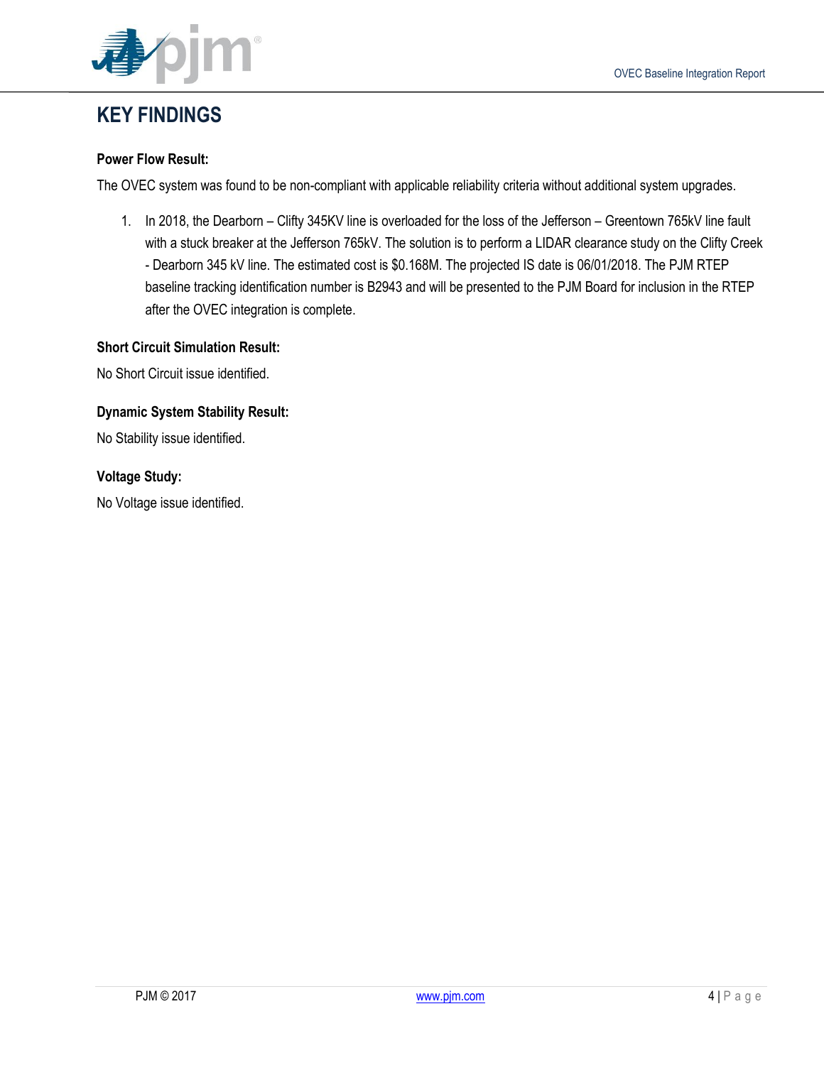# KEY FINDINGS

**Power Flow Result:**

The OVEC system was found to be non-compliant with applicable reliability criteria without additional system upgrades.

1. In 2018, the Dearborn – Clifty 345KV line is overloaded for the loss of the Jefferson – Greentown 765kV line fault with a stuck breaker at the Jefferson 765kV. The solution is to perform a LIDAR clearance study on the Clifty Creek - Dearborn 345 kV line. The estimated cost is $0.168M. The projected IS date is 06/01/2018. The PJM RTEP baseline tracking identification number is B2943 and will be presented to the PJM Board for inclusion in the RTEP after the OVEC integration is complete.

**Short Circuit Simulation Result:**

No Short Circuit issue identified.

**Dynamic System Stability Result:**

No Stability issue identified.

**Voltage Study:**

No Voltage issue identified.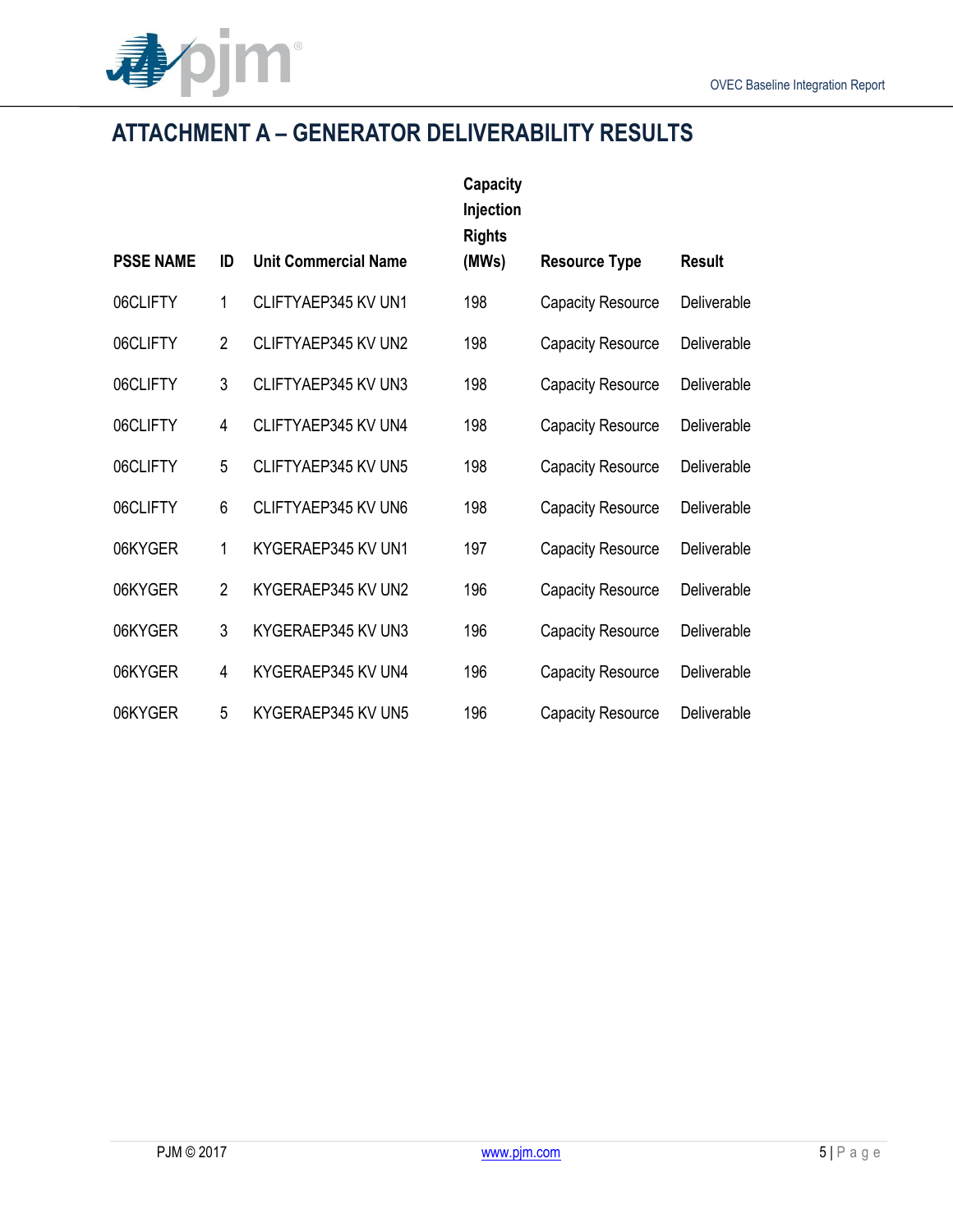## ATTACHMENT A – GENERATOR DELIVERABILITY RESULTS

| PSSE NAME | ID | Unit Commercial Name | Capacity Injection Rights (MWs) | Resource Type | Result |
|---|---|---|---|---|---|
| 06CLIFTY | 1 | CLIFTYAEP345 KV UN1 | 198 | Capacity Resource | Deliverable |
| 06CLIFTY | 2 | CLIFTYAEP345 KV UN2 | 198 | Capacity Resource | Deliverable |
| 06CLIFTY | 3 | CLIFTYAEP345 KV UN3 | 198 | Capacity Resource | Deliverable |
| 06CLIFTY | 4 | CLIFTYAEP345 KV UN4 | 198 | Capacity Resource | Deliverable |
| 06CLIFTY | 5 | CLIFTYAEP345 KV UN5 | 198 | Capacity Resource | Deliverable |
| 06CLIFTY | 6 | CLIFTYAEP345 KV UN6 | 198 | Capacity Resource | Deliverable |
| 06KYGER | 1 | KYGERAEP345 KV UN1 | 197 | Capacity Resource | Deliverable |
| 06KYGER | 2 | KYGERAEP345 KV UN2 | 196 | Capacity Resource | Deliverable |
| 06KYGER | 3 | KYGERAEP345 KV UN3 | 196 | Capacity Resource | Deliverable |
| 06KYGER | 4 | KYGERAEP345 KV UN4 | 196 | Capacity Resource | Deliverable |
| 06KYGER | 5 | KYGERAEP345 KV UN5 | 196 | Capacity Resource | Deliverable |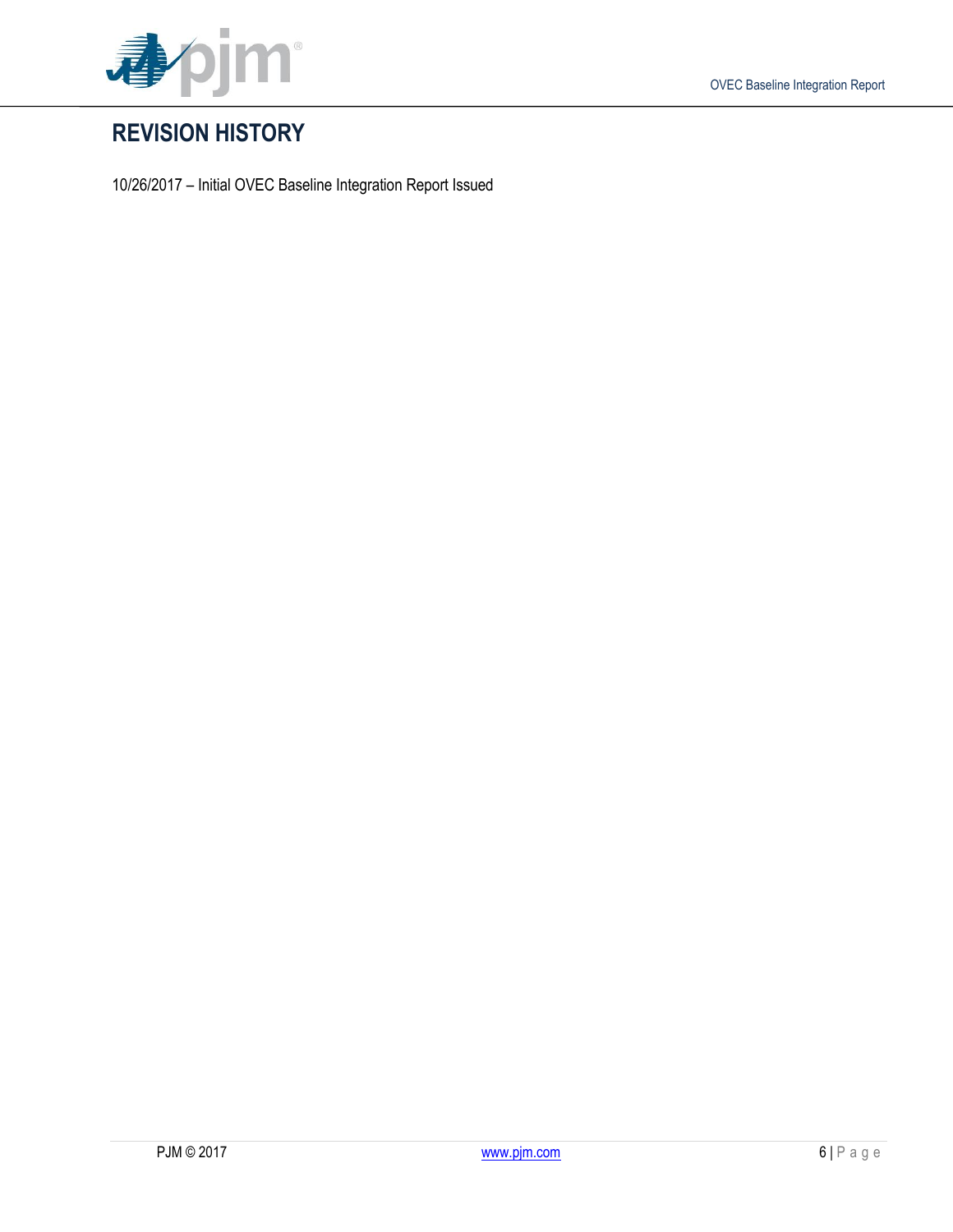# REVISION HISTORY

10/26/2017 – Initial OVEC Baseline Integration Report Issued